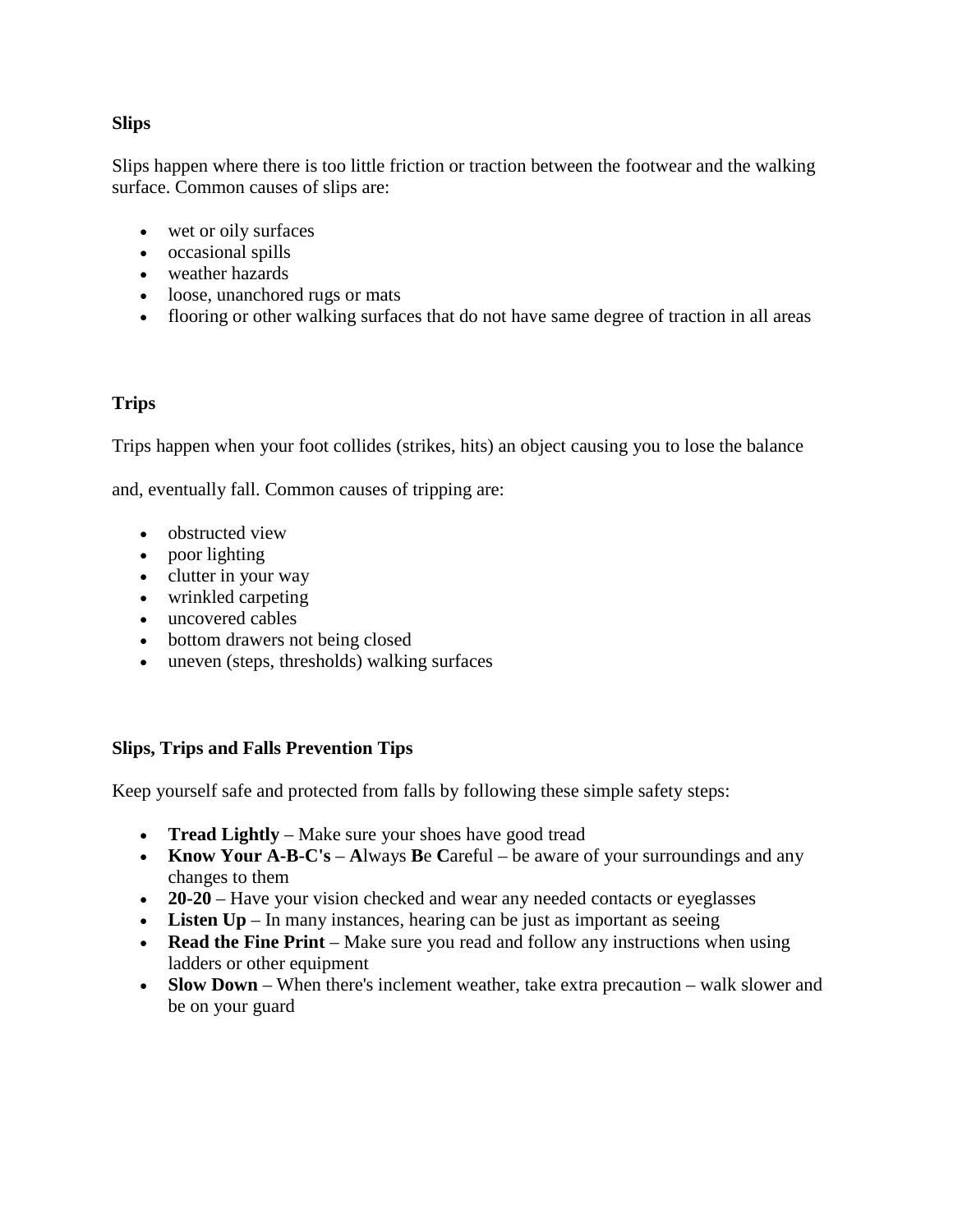**Slips**

Slips happen where there is too little friction or traction between the footwear and the walking surface. Common causes of slips are:

- wet or oily surfaces
- occasional spills
- weather hazards
- loose, unanchored rugs or mats
- flooring or other walking surfaces that do not have same degree of traction in all areas

**Trips**

Trips happen when your foot collides (strikes, hits) an object causing you to lose the balance

and, eventually fall. Common causes of tripping are:

- obstructed view
- poor lighting
- clutter in your way
- wrinkled carpeting
- uncovered cables
- bottom drawers not being closed
- uneven (steps, thresholds) walking surfaces

**Slips, Trips and Falls Prevention Tips**

Keep yourself safe and protected from falls by following these simple safety steps:

- **Tread Lightly** – Make sure your shoes have good tread
- **Know Your A-B-C's** – **A**lways **B**e **C**areful – be aware of your surroundings and any changes to them
- **20-20** – Have your vision checked and wear any needed contacts or eyeglasses
- **Listen Up** – In many instances, hearing can be just as important as seeing
- **Read the Fine Print** – Make sure you read and follow any instructions when using ladders or other equipment
- **Slow Down** – When there's inclement weather, take extra precaution – walk slower and be on your guard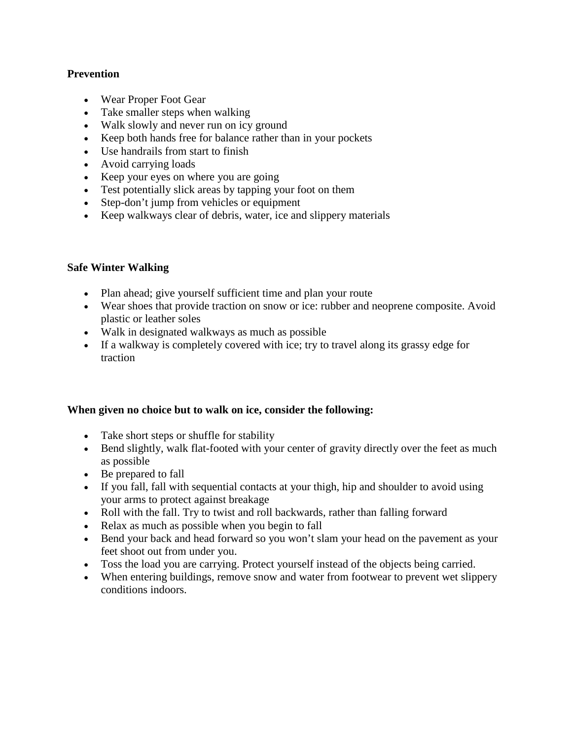**Prevention**

- Wear Proper Foot Gear
- Take smaller steps when walking
- Walk slowly and never run on icy ground
- Keep both hands free for balance rather than in your pockets
- Use handrails from start to finish
- Avoid carrying loads
- Keep your eyes on where you are going
- Test potentially slick areas by tapping your foot on them
- Step-don't jump from vehicles or equipment
- Keep walkways clear of debris, water, ice and slippery materials

**Safe Winter Walking**

- Plan ahead; give yourself sufficient time and plan your route
- Wear shoes that provide traction on snow or ice: rubber and neoprene composite. Avoid plastic or leather soles
- Walk in designated walkways as much as possible
- If a walkway is completely covered with ice; try to travel along its grassy edge for traction

**When given no choice but to walk on ice, consider the following:**

- Take short steps or shuffle for stability
- Bend slightly, walk flat-footed with your center of gravity directly over the feet as much as possible
- Be prepared to fall
- If you fall, fall with sequential contacts at your thigh, hip and shoulder to avoid using your arms to protect against breakage
- Roll with the fall. Try to twist and roll backwards, rather than falling forward
- Relax as much as possible when you begin to fall
- Bend your back and head forward so you won't slam your head on the pavement as your feet shoot out from under you.
- Toss the load you are carrying. Protect yourself instead of the objects being carried.
- When entering buildings, remove snow and water from footwear to prevent wet slippery conditions indoors.